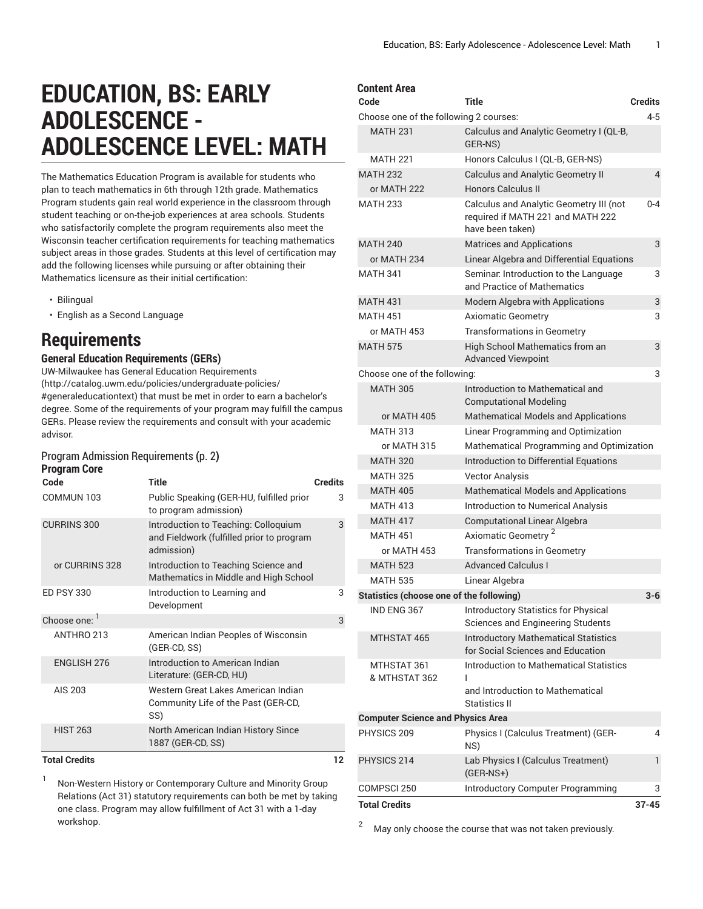# EDUCATION, BS: EARLY ADOLESCENCE - ADOLESCENCE LEVEL: MATH

The Mathematics Education Program is available for students who plan to teach mathematics in 6th through 12th grade. Mathematics Program students gain real world experience in the classroom through student teaching or on-the-job experiences at area schools. Students who satisfactorily complete the program requirements also meet the Wisconsin teacher certification requirements for teaching mathematics subject areas in those grades. Students at this level of certification may add the following licenses while pursuing or after obtaining their Mathematics licensure as their initial certification:

- Bilingual
- English as a Second Language

## Requirements

### General Education Requirements (GERs)

UW-Milwaukee has General Education Requirements (http://catalog.uwm.edu/policies/undergraduate-policies/#generaleducationtext) that must be met in order to earn a bachelor's degree. Some of the requirements of your program may fulfill the campus GERs. Please review the requirements and consult with your academic advisor.

Program Admission Requirements (p. 2)

### Program Core

| Code | Title | Credits |
|---|---|---|
| COMMUN 103 | Public Speaking (GER-HU, fulfilled prior to program admission) | 3 |
| CURRINS 300 | Introduction to Teaching: Colloquium and Fieldwork (fulfilled prior to program admission) | 3 |
| or CURRINS 328 | Introduction to Teaching Science and Mathematics in Middle and High School | |
| ED PSY 330 | Introduction to Learning and Development | 3 |
| Choose one: [1] | | 3 |
| ANTHRO 213 | American Indian Peoples of Wisconsin (GER-CD, SS) | |
| ENGLISH 276 | Introduction to American Indian Literature: (GER-CD, HU) | |
| AIS 203 | Western Great Lakes American Indian Community Life of the Past (GER-CD, SS) | |
| HIST 263 | North American Indian History Since 1887 (GER-CD, SS) | |
| **Total Credits** | | **12** |

[1] Non-Western History or Contemporary Culture and Minority Group Relations (Act 31) statutory requirements can both be met by taking one class. Program may allow fulfillment of Act 31 with a 1-day workshop.

### Content Area

| Code | Title | Credits |
|---|---|---|
| Choose one of the following 2 courses: | | 4-5 |
| MATH 231 | Calculus and Analytic Geometry I (QL-B, GER-NS) | |
| MATH 221 | Honors Calculus I (QL-B, GER-NS) | |
| MATH 232 | Calculus and Analytic Geometry II | 4 |
| or MATH 222 | Honors Calculus II | |
| MATH 233 | Calculus and Analytic Geometry III (not required if MATH 221 and MATH 222 have been taken) | 0-4 |
| MATH 240 | Matrices and Applications | 3 |
| or MATH 234 | Linear Algebra and Differential Equations | |
| MATH 341 | Seminar: Introduction to the Language and Practice of Mathematics | 3 |
| MATH 431 | Modern Algebra with Applications | 3 |
| MATH 451 | Axiomatic Geometry | 3 |
| or MATH 453 | Transformations in Geometry | |
| MATH 575 | High School Mathematics from an Advanced Viewpoint | 3 |
| Choose one of the following: | | 3 |
| MATH 305 | Introduction to Mathematical and Computational Modeling | |
| or MATH 405 | Mathematical Models and Applications | |
| MATH 313 | Linear Programming and Optimization | |
| or MATH 315 | Mathematical Programming and Optimization | |
| MATH 320 | Introduction to Differential Equations | |
| MATH 325 | Vector Analysis | |
| MATH 405 | Mathematical Models and Applications | |
| MATH 413 | Introduction to Numerical Analysis | |
| MATH 417 | Computational Linear Algebra | |
| MATH 451 | Axiomatic Geometry [2] | |
| or MATH 453 | Transformations in Geometry | |
| MATH 523 | Advanced Calculus I | |
| MATH 535 | Linear Algebra | |
| **Statistics (choose one of the following)** | | **3-6** |
| IND ENG 367 | Introductory Statistics for Physical Sciences and Engineering Students | |
| MTHSTAT 465 | Introductory Mathematical Statistics for Social Sciences and Education | |
| MTHSTAT 361 & MTHSTAT 362 | Introduction to Mathematical Statistics I and Introduction to Mathematical Statistics II | |
| **Computer Science and Physics Area** | | |
| PHYSICS 209 | Physics I (Calculus Treatment) (GER-NS) | 4 |
| PHYSICS 214 | Lab Physics I (Calculus Treatment) (GER-NS+) | 1 |
| COMPSCI 250 | Introductory Computer Programming | 3 |
| **Total Credits** | | **37-45** |

[2] May only choose the course that was not taken previously.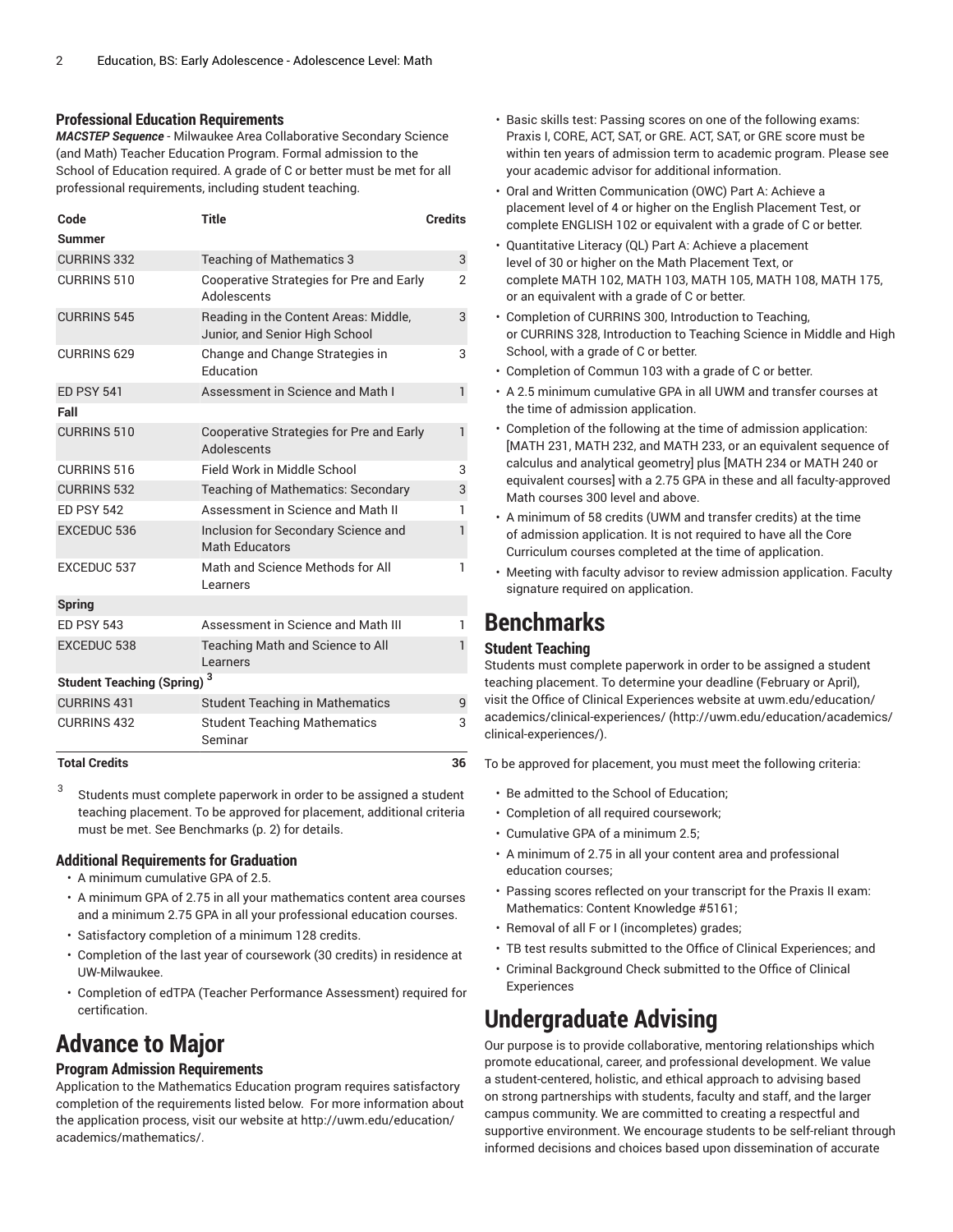### Professional Education Requirements

***MACSTEP Sequence*** - Milwaukee Area Collaborative Secondary Science (and Math) Teacher Education Program. Formal admission to the School of Education required. A grade of C or better must be met for all professional requirements, including student teaching.

| Code | Title | Credits |
|---|---|---|
| **Summer** | | |
| CURRINS 332 | Teaching of Mathematics 3 | 3 |
| CURRINS 510 | Cooperative Strategies for Pre and Early Adolescents | 2 |
| CURRINS 545 | Reading in the Content Areas: Middle, Junior, and Senior High School | 3 |
| CURRINS 629 | Change and Change Strategies in Education | 3 |
| ED PSY 541 | Assessment in Science and Math I | 1 |
| **Fall** | | |
| CURRINS 510 | Cooperative Strategies for Pre and Early Adolescents | 1 |
| CURRINS 516 | Field Work in Middle School | 3 |
| CURRINS 532 | Teaching of Mathematics: Secondary | 3 |
| ED PSY 542 | Assessment in Science and Math II | 1 |
| EXCEDUC 536 | Inclusion for Secondary Science and Math Educators | 1 |
| EXCEDUC 537 | Math and Science Methods for All Learners | 1 |
| **Spring** | | |
| ED PSY 543 | Assessment in Science and Math III | 1 |
| EXCEDUC 538 | Teaching Math and Science to All Learners | 1 |
| **Student Teaching (Spring)** [3] | | |
| CURRINS 431 | Student Teaching in Mathematics | 9 |
| CURRINS 432 | Student Teaching Mathematics Seminar | 3 |
| **Total Credits** | | **36** |

[3] Students must complete paperwork in order to be assigned a student teaching placement. To be approved for placement, additional criteria must be met. See Benchmarks (p. 2) for details.

### Additional Requirements for Graduation

- A minimum cumulative GPA of 2.5.
- A minimum GPA of 2.75 in all your mathematics content area courses and a minimum 2.75 GPA in all your professional education courses.
- Satisfactory completion of a minimum 128 credits.
- Completion of the last year of coursework (30 credits) in residence at UW-Milwaukee.
- Completion of edTPA (Teacher Performance Assessment) required for certification.

# Advance to Major

### Program Admission Requirements

Application to the Mathematics Education program requires satisfactory completion of the requirements listed below. For more information about the application process, visit our website at http://uwm.edu/education/academics/mathematics/.

- Basic skills test: Passing scores on one of the following exams: Praxis I, CORE, ACT, SAT, or GRE. ACT, SAT, or GRE score must be within ten years of admission term to academic program. Please see your academic advisor for additional information.
- Oral and Written Communication (OWC) Part A: Achieve a placement level of 4 or higher on the English Placement Test, or complete ENGLISH 102 or equivalent with a grade of C or better.
- Quantitative Literacy (QL) Part A: Achieve a placement level of 30 or higher on the Math Placement Text, or complete MATH 102, MATH 103, MATH 105, MATH 108, MATH 175, or an equivalent with a grade of C or better.
- Completion of CURRINS 300, Introduction to Teaching, or CURRINS 328, Introduction to Teaching Science in Middle and High School, with a grade of C or better.
- Completion of Commun 103 with a grade of C or better.
- A 2.5 minimum cumulative GPA in all UWM and transfer courses at the time of admission application.
- Completion of the following at the time of admission application: [MATH 231, MATH 232, and MATH 233, or an equivalent sequence of calculus and analytical geometry] plus [MATH 234 or MATH 240 or equivalent courses] with a 2.75 GPA in these and all faculty-approved Math courses 300 level and above.
- A minimum of 58 credits (UWM and transfer credits) at the time of admission application. It is not required to have all the Core Curriculum courses completed at the time of application.
- Meeting with faculty advisor to review admission application. Faculty signature required on application.

# Benchmarks

### Student Teaching

Students must complete paperwork in order to be assigned a student teaching placement. To determine your deadline (February or April), visit the Office of Clinical Experiences website at uwm.edu/education/academics/clinical-experiences/ (http://uwm.edu/education/academics/clinical-experiences/).

To be approved for placement, you must meet the following criteria:

- Be admitted to the School of Education;
- Completion of all required coursework;
- Cumulative GPA of a minimum 2.5;
- A minimum of 2.75 in all your content area and professional education courses;
- Passing scores reflected on your transcript for the Praxis II exam: Mathematics: Content Knowledge #5161;
- Removal of all F or I (incompletes) grades;
- TB test results submitted to the Office of Clinical Experiences; and
- Criminal Background Check submitted to the Office of Clinical Experiences

# Undergraduate Advising

Our purpose is to provide collaborative, mentoring relationships which promote educational, career, and professional development. We value a student-centered, holistic, and ethical approach to advising based on strong partnerships with students, faculty and staff, and the larger campus community. We are committed to creating a respectful and supportive environment. We encourage students to be self-reliant through informed decisions and choices based upon dissemination of accurate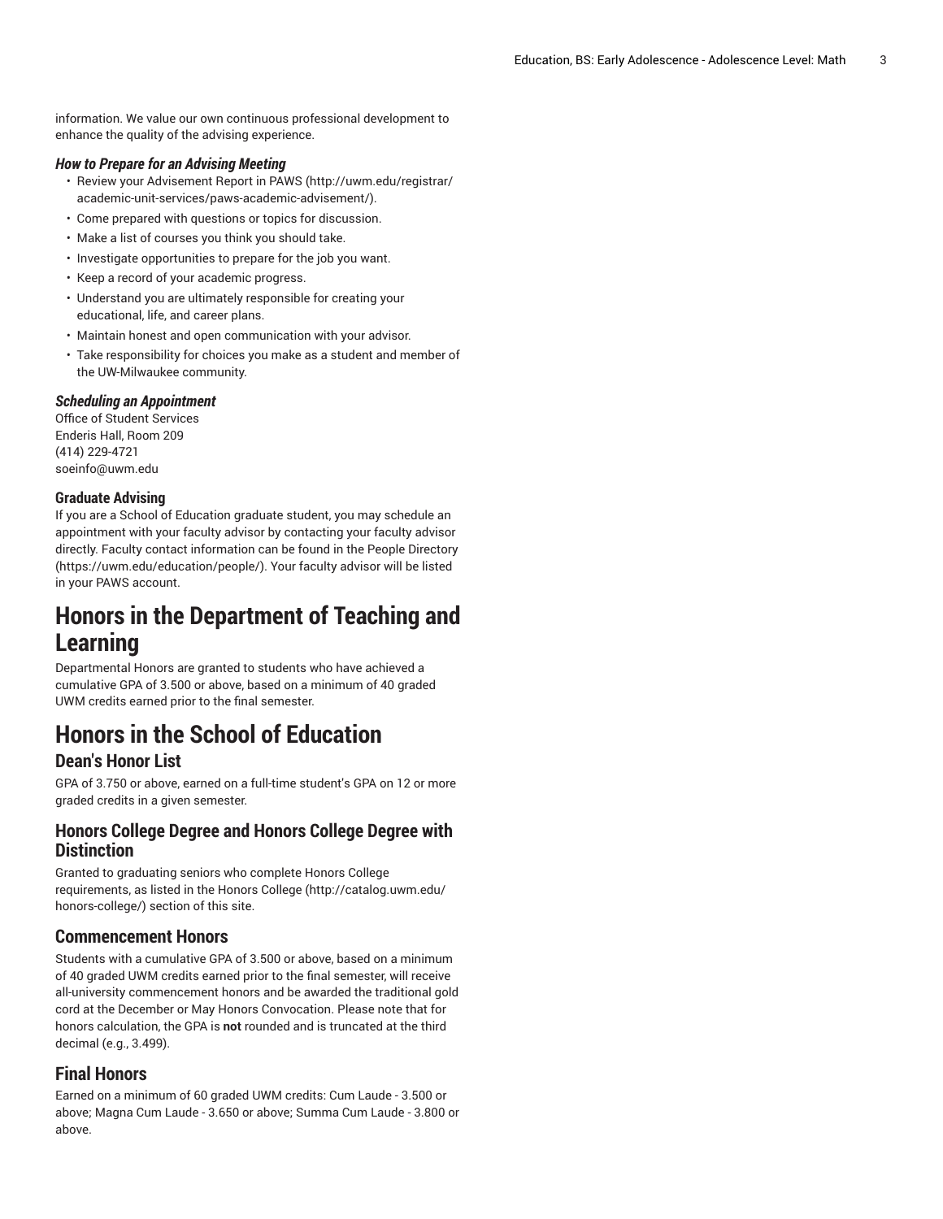information. We value our own continuous professional development to enhance the quality of the advising experience.

#### *How to Prepare for an Advising Meeting*

- Review your Advisement Report in PAWS (http://uwm.edu/registrar/academic-unit-services/paws-academic-advisement/).
- Come prepared with questions or topics for discussion.
- Make a list of courses you think you should take.
- Investigate opportunities to prepare for the job you want.
- Keep a record of your academic progress.
- Understand you are ultimately responsible for creating your educational, life, and career plans.
- Maintain honest and open communication with your advisor.
- Take responsibility for choices you make as a student and member of the UW-Milwaukee community.

#### *Scheduling an Appointment*

Office of Student Services
Enderis Hall, Room 209
(414) 229-4721
soeinfo@uwm.edu

#### Graduate Advising

If you are a School of Education graduate student, you may schedule an appointment with your faculty advisor by contacting your faculty advisor directly. Faculty contact information can be found in the People Directory (https://uwm.edu/education/people/). Your faculty advisor will be listed in your PAWS account.

# Honors in the Department of Teaching and Learning

Departmental Honors are granted to students who have achieved a cumulative GPA of 3.500 or above, based on a minimum of 40 graded UWM credits earned prior to the final semester.

# Honors in the School of Education

## Dean's Honor List

GPA of 3.750 or above, earned on a full-time student's GPA on 12 or more graded credits in a given semester.

## Honors College Degree and Honors College Degree with Distinction

Granted to graduating seniors who complete Honors College requirements, as listed in the Honors College (http://catalog.uwm.edu/honors-college/) section of this site.

## Commencement Honors

Students with a cumulative GPA of 3.500 or above, based on a minimum of 40 graded UWM credits earned prior to the final semester, will receive all-university commencement honors and be awarded the traditional gold cord at the December or May Honors Convocation. Please note that for honors calculation, the GPA is **not** rounded and is truncated at the third decimal (e.g., 3.499).

## Final Honors

Earned on a minimum of 60 graded UWM credits: Cum Laude - 3.500 or above; Magna Cum Laude - 3.650 or above; Summa Cum Laude - 3.800 or above.